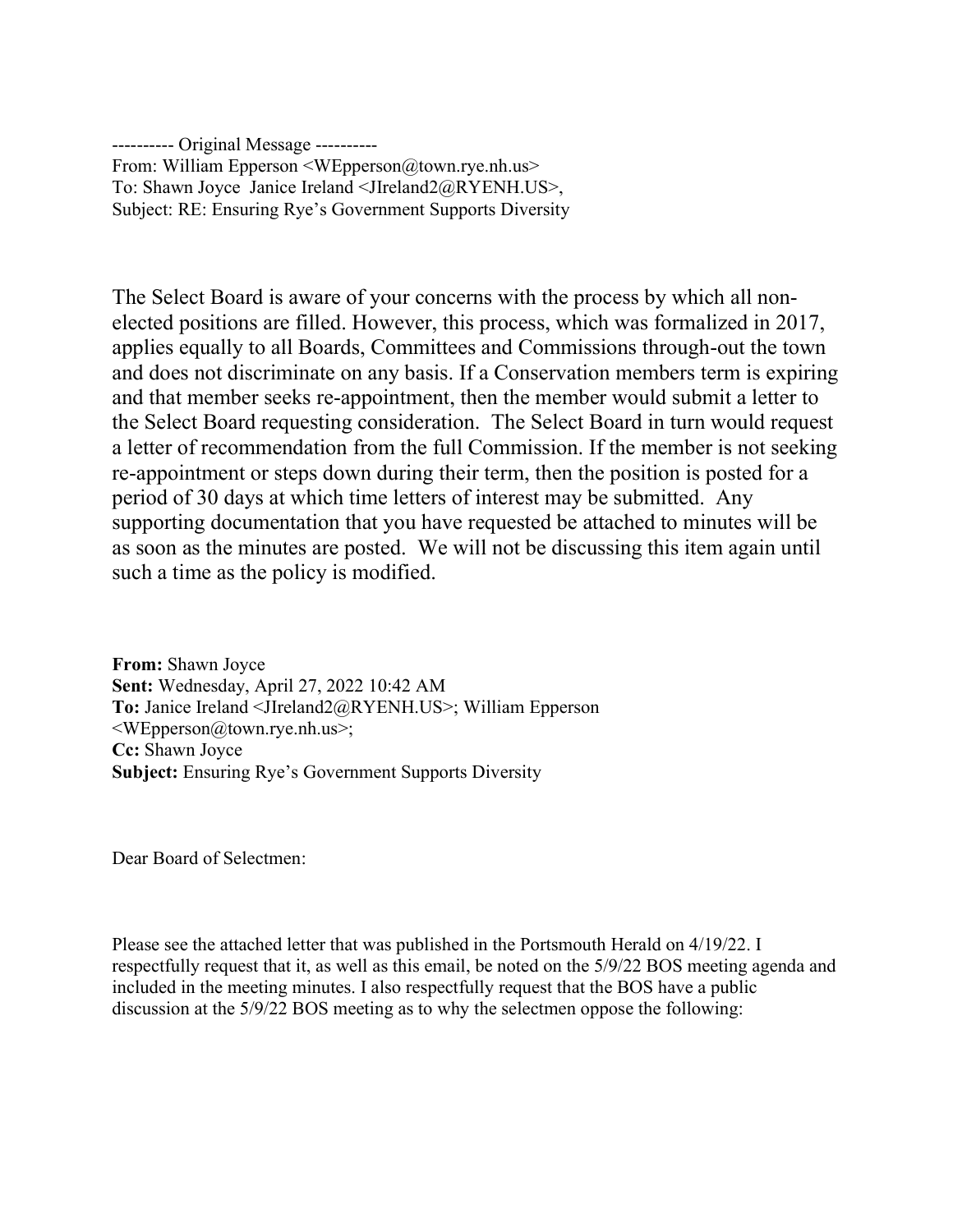---------- Original Message ----------
From: William Epperson <WEpperson@town.rye.nh.us>
To: Shawn Joyce Janice Ireland <JIreland2@RYENH.US>,
Subject: RE: Ensuring Rye's Government Supports Diversity

The Select Board is aware of your concerns with the process by which all non-elected positions are filled. However, this process, which was formalized in 2017, applies equally to all Boards, Committees and Commissions through-out the town and does not discriminate on any basis. If a Conservation members term is expiring and that member seeks re-appointment, then the member would submit a letter to the Select Board requesting consideration. The Select Board in turn would request a letter of recommendation from the full Commission. If the member is not seeking re-appointment or steps down during their term, then the position is posted for a period of 30 days at which time letters of interest may be submitted. Any supporting documentation that you have requested be attached to minutes will be as soon as the minutes are posted. We will not be discussing this item again until such a time as the policy is modified.

**From:** Shawn Joyce
**Sent:** Wednesday, April 27, 2022 10:42 AM
**To:** Janice Ireland <JIreland2@RYENH.US>; William Epperson <WEpperson@town.rye.nh.us>;
**Cc:** Shawn Joyce
**Subject:** Ensuring Rye's Government Supports Diversity

Dear Board of Selectmen:

Please see the attached letter that was published in the Portsmouth Herald on 4/19/22. I respectfully request that it, as well as this email, be noted on the 5/9/22 BOS meeting agenda and included in the meeting minutes. I also respectfully request that the BOS have a public discussion at the 5/9/22 BOS meeting as to why the selectmen oppose the following: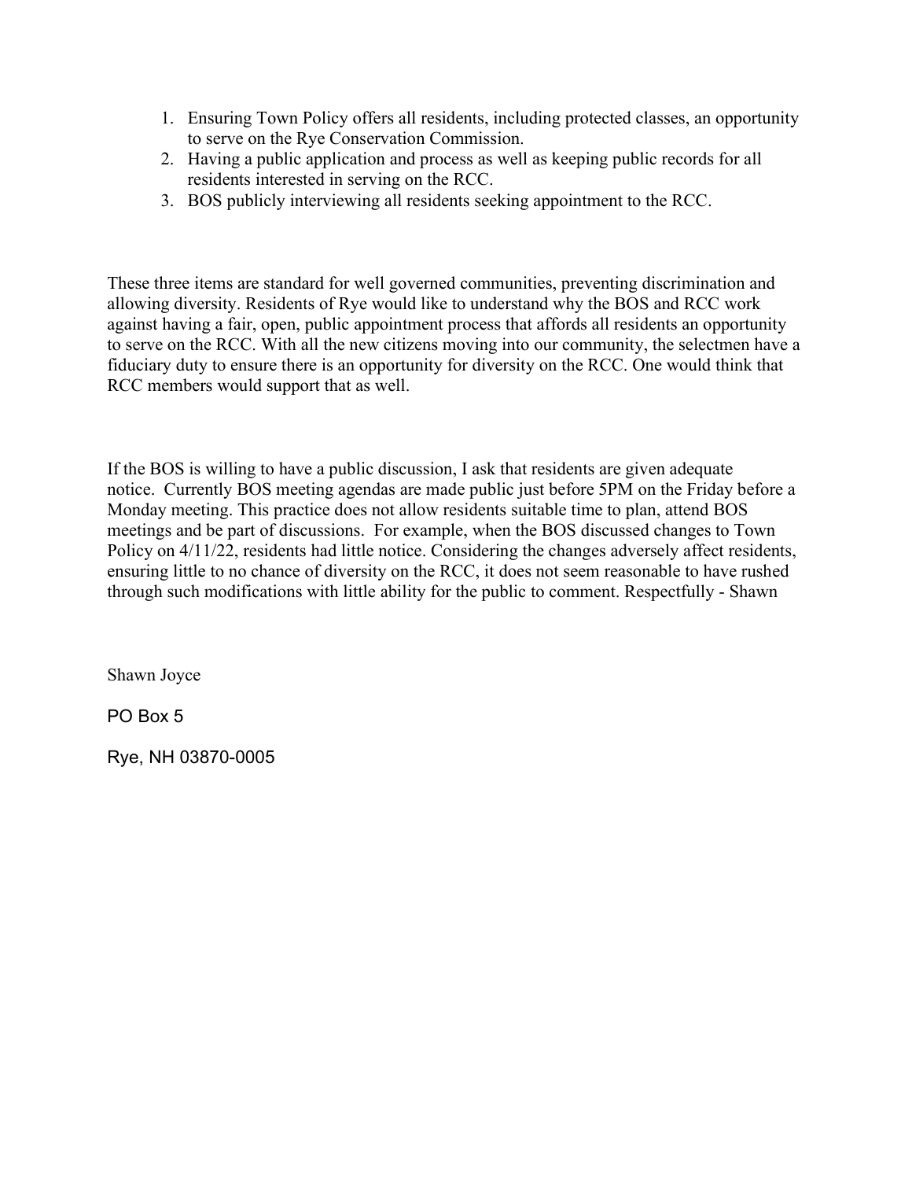1. Ensuring Town Policy offers all residents, including protected classes, an opportunity to serve on the Rye Conservation Commission.
2. Having a public application and process as well as keeping public records for all residents interested in serving on the RCC.
3. BOS publicly interviewing all residents seeking appointment to the RCC.

These three items are standard for well governed communities, preventing discrimination and allowing diversity. Residents of Rye would like to understand why the BOS and RCC work against having a fair, open, public appointment process that affords all residents an opportunity to serve on the RCC. With all the new citizens moving into our community, the selectmen have a fiduciary duty to ensure there is an opportunity for diversity on the RCC. One would think that RCC members would support that as well.

If the BOS is willing to have a public discussion, I ask that residents are given adequate notice. Currently BOS meeting agendas are made public just before 5PM on the Friday before a Monday meeting. This practice does not allow residents suitable time to plan, attend BOS meetings and be part of discussions. For example, when the BOS discussed changes to Town Policy on 4/11/22, residents had little notice. Considering the changes adversely affect residents, ensuring little to no chance of diversity on the RCC, it does not seem reasonable to have rushed through such modifications with little ability for the public to comment. Respectfully - Shawn

Shawn Joyce

PO Box 5

Rye, NH 03870-0005